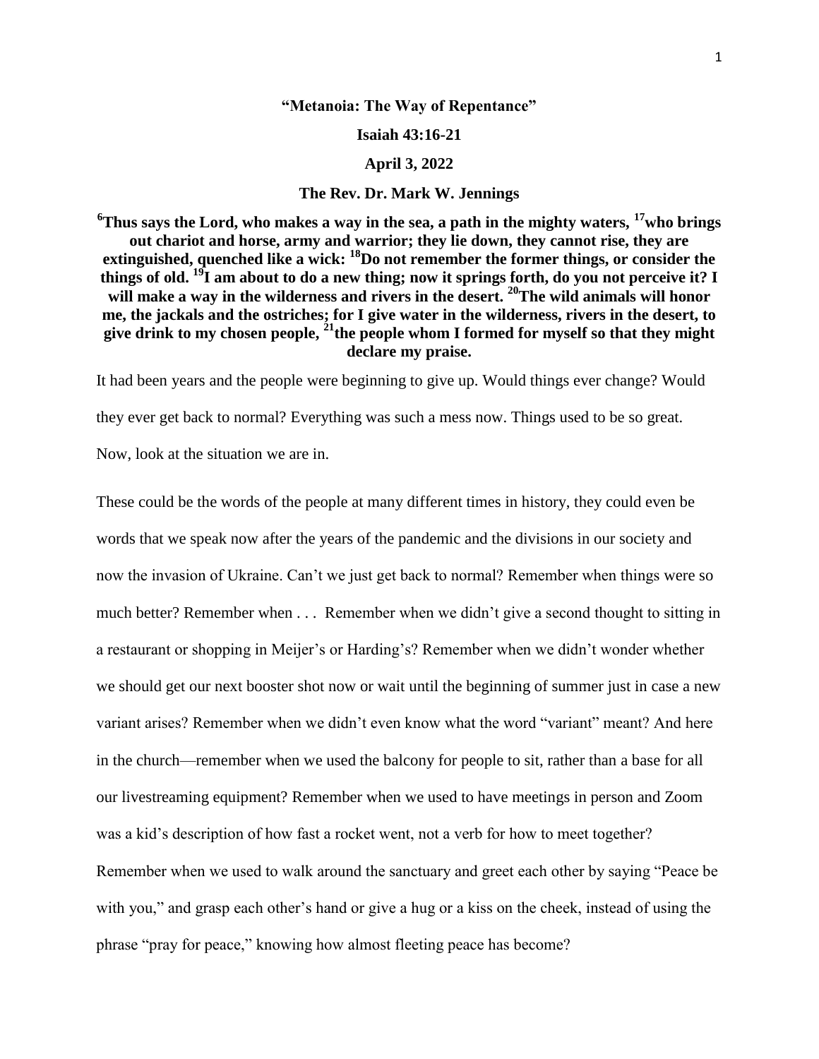**"Metanoia: The Way of Repentance"**

**Isaiah 43:16-21**

**April 3, 2022**

**The Rev. Dr. Mark W. Jennings**

**[6]Thus says the Lord, who makes a way in the sea, a path in the mighty waters, [17]who brings out chariot and horse, army and warrior; they lie down, they cannot rise, they are extinguished, quenched like a wick: [18]Do not remember the former things, or consider the things of old. [19]I am about to do a new thing; now it springs forth, do you not perceive it? I will make a way in the wilderness and rivers in the desert. [20]The wild animals will honor me, the jackals and the ostriches; for I give water in the wilderness, rivers in the desert, to give drink to my chosen people, [21]the people whom I formed for myself so that they might declare my praise.**

It had been years and the people were beginning to give up. Would things ever change? Would they ever get back to normal? Everything was such a mess now. Things used to be so great. Now, look at the situation we are in.

These could be the words of the people at many different times in history, they could even be words that we speak now after the years of the pandemic and the divisions in our society and now the invasion of Ukraine. Can't we just get back to normal? Remember when things were so much better? Remember when . . . Remember when we didn't give a second thought to sitting in a restaurant or shopping in Meijer's or Harding's? Remember when we didn't wonder whether we should get our next booster shot now or wait until the beginning of summer just in case a new variant arises? Remember when we didn't even know what the word "variant" meant? And here in the church—remember when we used the balcony for people to sit, rather than a base for all our livestreaming equipment? Remember when we used to have meetings in person and Zoom was a kid's description of how fast a rocket went, not a verb for how to meet together? Remember when we used to walk around the sanctuary and greet each other by saying "Peace be with you," and grasp each other's hand or give a hug or a kiss on the cheek, instead of using the phrase "pray for peace," knowing how almost fleeting peace has become?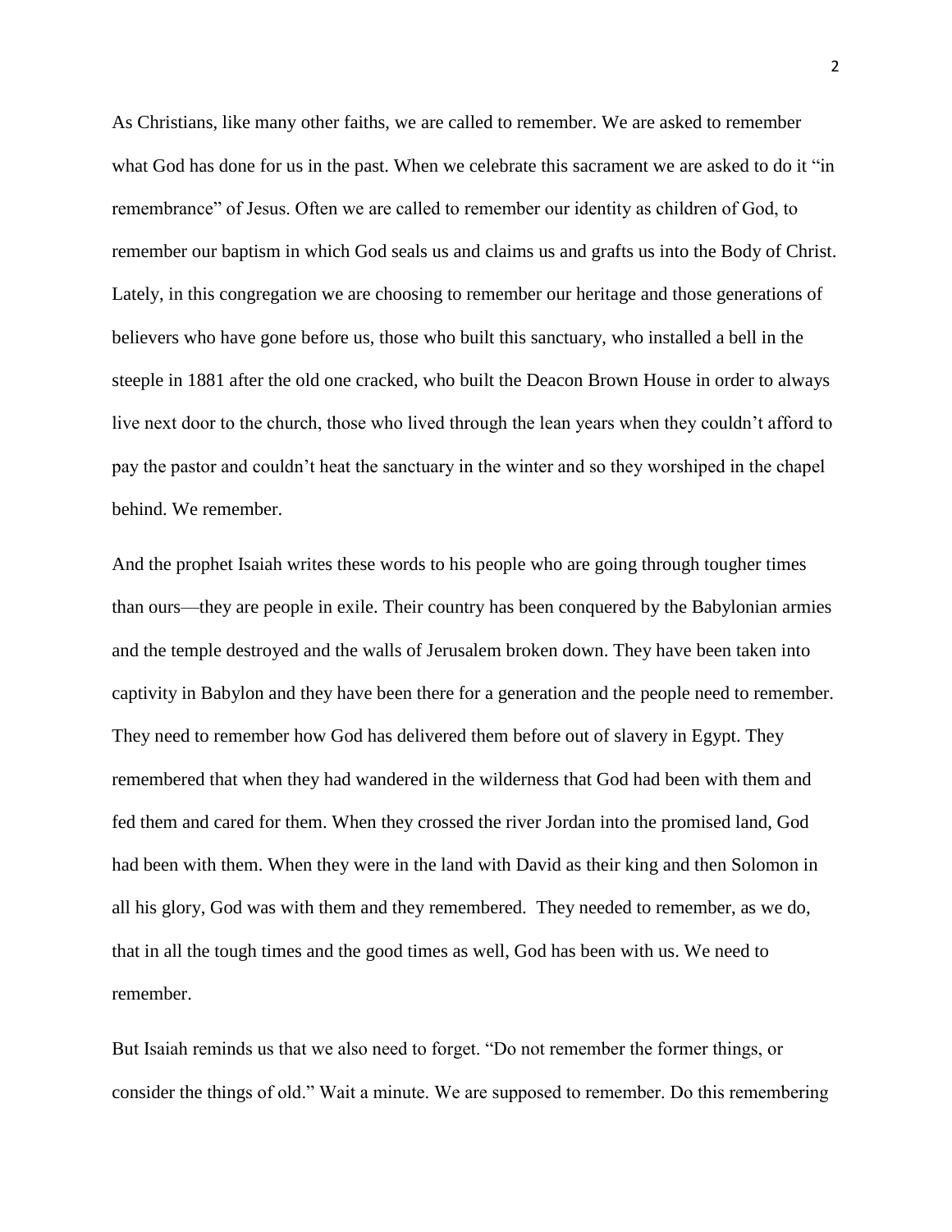As Christians, like many other faiths, we are called to remember. We are asked to remember what God has done for us in the past. When we celebrate this sacrament we are asked to do it "in remembrance" of Jesus. Often we are called to remember our identity as children of God, to remember our baptism in which God seals us and claims us and grafts us into the Body of Christ. Lately, in this congregation we are choosing to remember our heritage and those generations of believers who have gone before us, those who built this sanctuary, who installed a bell in the steeple in 1881 after the old one cracked, who built the Deacon Brown House in order to always live next door to the church, those who lived through the lean years when they couldn't afford to pay the pastor and couldn't heat the sanctuary in the winter and so they worshiped in the chapel behind. We remember.

And the prophet Isaiah writes these words to his people who are going through tougher times than ours—they are people in exile. Their country has been conquered by the Babylonian armies and the temple destroyed and the walls of Jerusalem broken down. They have been taken into captivity in Babylon and they have been there for a generation and the people need to remember. They need to remember how God has delivered them before out of slavery in Egypt. They remembered that when they had wandered in the wilderness that God had been with them and fed them and cared for them. When they crossed the river Jordan into the promised land, God had been with them. When they were in the land with David as their king and then Solomon in all his glory, God was with them and they remembered. They needed to remember, as we do, that in all the tough times and the good times as well, God has been with us. We need to remember.

But Isaiah reminds us that we also need to forget. "Do not remember the former things, or consider the things of old." Wait a minute. We are supposed to remember. Do this remembering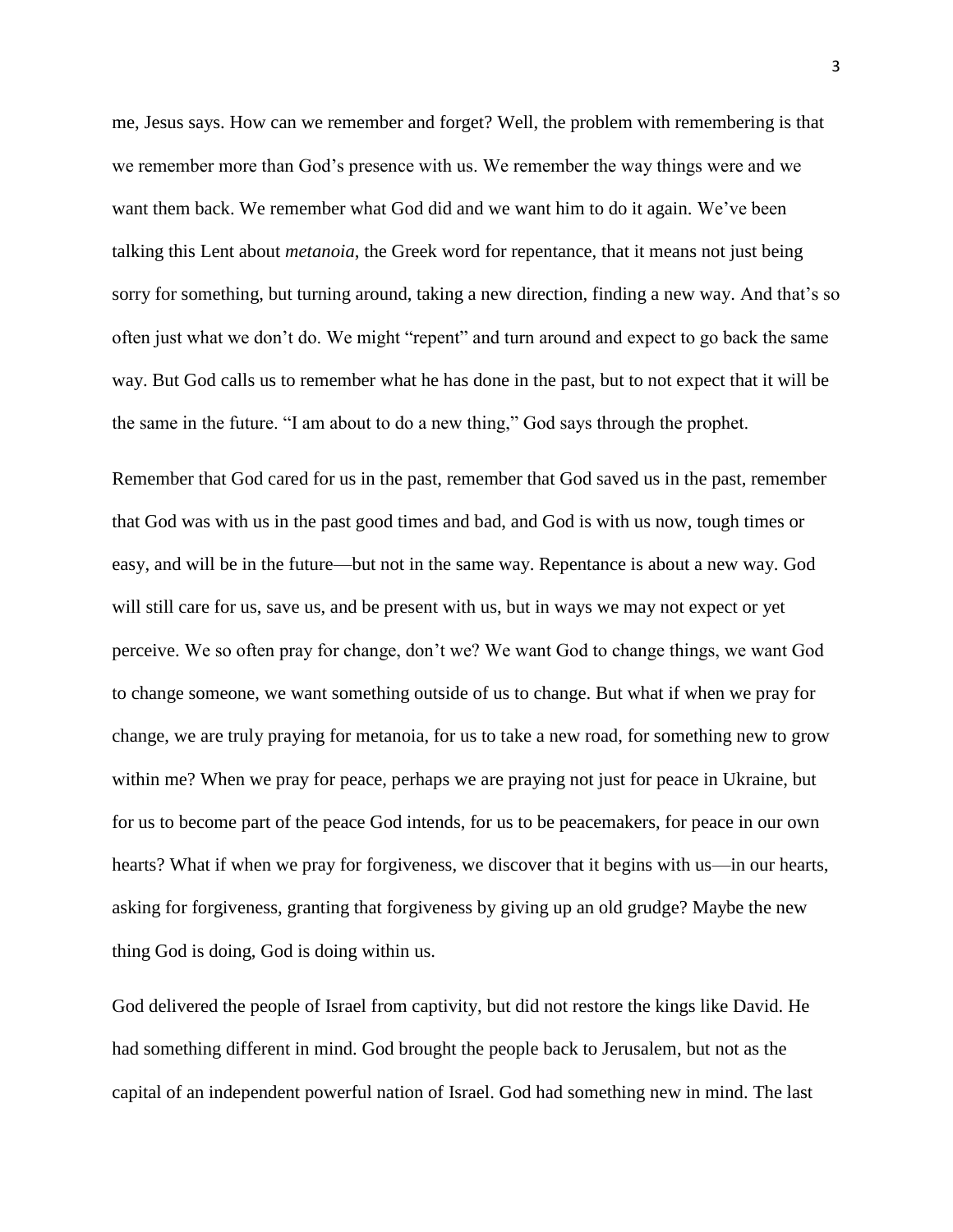me, Jesus says. How can we remember and forget? Well, the problem with remembering is that we remember more than God's presence with us. We remember the way things were and we want them back. We remember what God did and we want him to do it again. We've been talking this Lent about *metanoia*, the Greek word for repentance, that it means not just being sorry for something, but turning around, taking a new direction, finding a new way. And that's so often just what we don't do. We might "repent" and turn around and expect to go back the same way. But God calls us to remember what he has done in the past, but to not expect that it will be the same in the future. "I am about to do a new thing," God says through the prophet.

Remember that God cared for us in the past, remember that God saved us in the past, remember that God was with us in the past good times and bad, and God is with us now, tough times or easy, and will be in the future—but not in the same way. Repentance is about a new way. God will still care for us, save us, and be present with us, but in ways we may not expect or yet perceive. We so often pray for change, don't we? We want God to change things, we want God to change someone, we want something outside of us to change. But what if when we pray for change, we are truly praying for metanoia, for us to take a new road, for something new to grow within me? When we pray for peace, perhaps we are praying not just for peace in Ukraine, but for us to become part of the peace God intends, for us to be peacemakers, for peace in our own hearts? What if when we pray for forgiveness, we discover that it begins with us—in our hearts, asking for forgiveness, granting that forgiveness by giving up an old grudge? Maybe the new thing God is doing, God is doing within us.

God delivered the people of Israel from captivity, but did not restore the kings like David. He had something different in mind. God brought the people back to Jerusalem, but not as the capital of an independent powerful nation of Israel. God had something new in mind. The last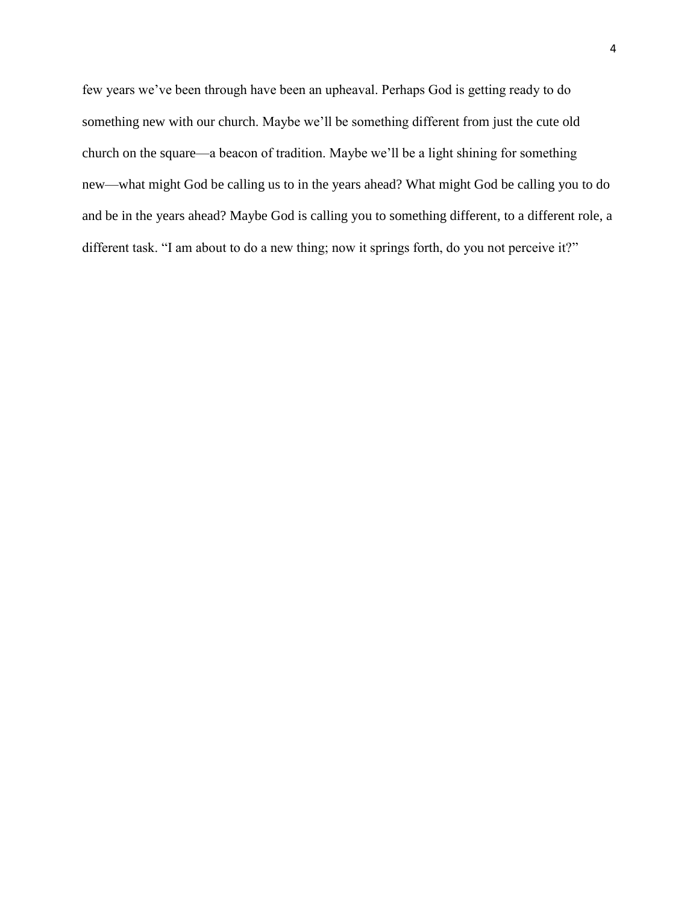few years we've been through have been an upheaval. Perhaps God is getting ready to do something new with our church. Maybe we'll be something different from just the cute old church on the square—a beacon of tradition. Maybe we'll be a light shining for something new—what might God be calling us to in the years ahead? What might God be calling you to do and be in the years ahead? Maybe God is calling you to something different, to a different role, a different task. "I am about to do a new thing; now it springs forth, do you not perceive it?"